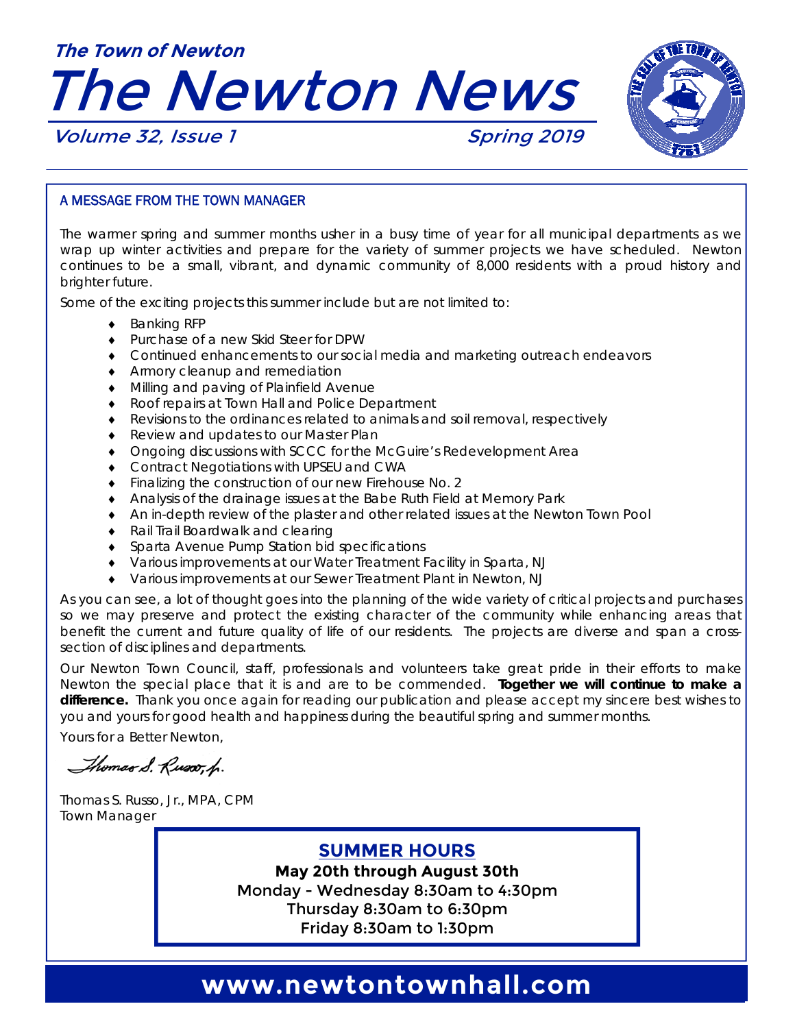**The Town of Newton**

# The Newton News

*Volume 32, Issue 1* *Spring 2019*

## A MESSAGE FROM THE TOWN MANAGER

The warmer spring and summer months usher in a busy time of year for all municipal departments as we wrap up winter activities and prepare for the variety of summer projects we have scheduled. Newton continues to be a small, vibrant, and dynamic community of 8,000 residents with a proud history and brighter future.

Some of the exciting projects this summer include but are not limited to:

- Banking RFP
- Purchase of a new Skid Steer for DPW
- Continued enhancements to our social media and marketing outreach endeavors
- Armory cleanup and remediation
- Milling and paving of Plainfield Avenue
- Roof repairs at Town Hall and Police Department
- Revisions to the ordinances related to animals and soil removal, respectively
- Review and updates to our Master Plan
- Ongoing discussions with SCCC for the McGuire's Redevelopment Area
- Contract Negotiations with UPSEU and CWA
- Finalizing the construction of our new Firehouse No. 2
- Analysis of the drainage issues at the Babe Ruth Field at Memory Park
- An in-depth review of the plaster and other related issues at the Newton Town Pool
- Rail Trail Boardwalk and clearing
- Sparta Avenue Pump Station bid specifications
- Various improvements at our Water Treatment Facility in Sparta, NJ
- Various improvements at our Sewer Treatment Plant in Newton, NJ

As you can see, a lot of thought goes into the planning of the wide variety of critical projects and purchases so we may preserve and protect the existing character of the community while enhancing areas that benefit the current and future quality of life of our residents. The projects are diverse and span a cross-section of disciplines and departments.

Our Newton Town Council, staff, professionals and volunteers take great pride in their efforts to make Newton the special place that it is and are to be commended. **Together we will continue to make a difference.** Thank you once again for reading our publication and please accept my sincere best wishes to you and yours for good health and happiness during the beautiful spring and summer months.

Yours for a Better Newton,

*Thomas S. Russo, Jr.*

Thomas S. Russo, Jr., MPA, CPM
Town Manager

## SUMMER HOURS

**May 20th through August 30th**
Monday - Wednesday 8:30am to 4:30pm
Thursday 8:30am to 6:30pm
Friday 8:30am to 1:30pm

**www.newtontownhall.com**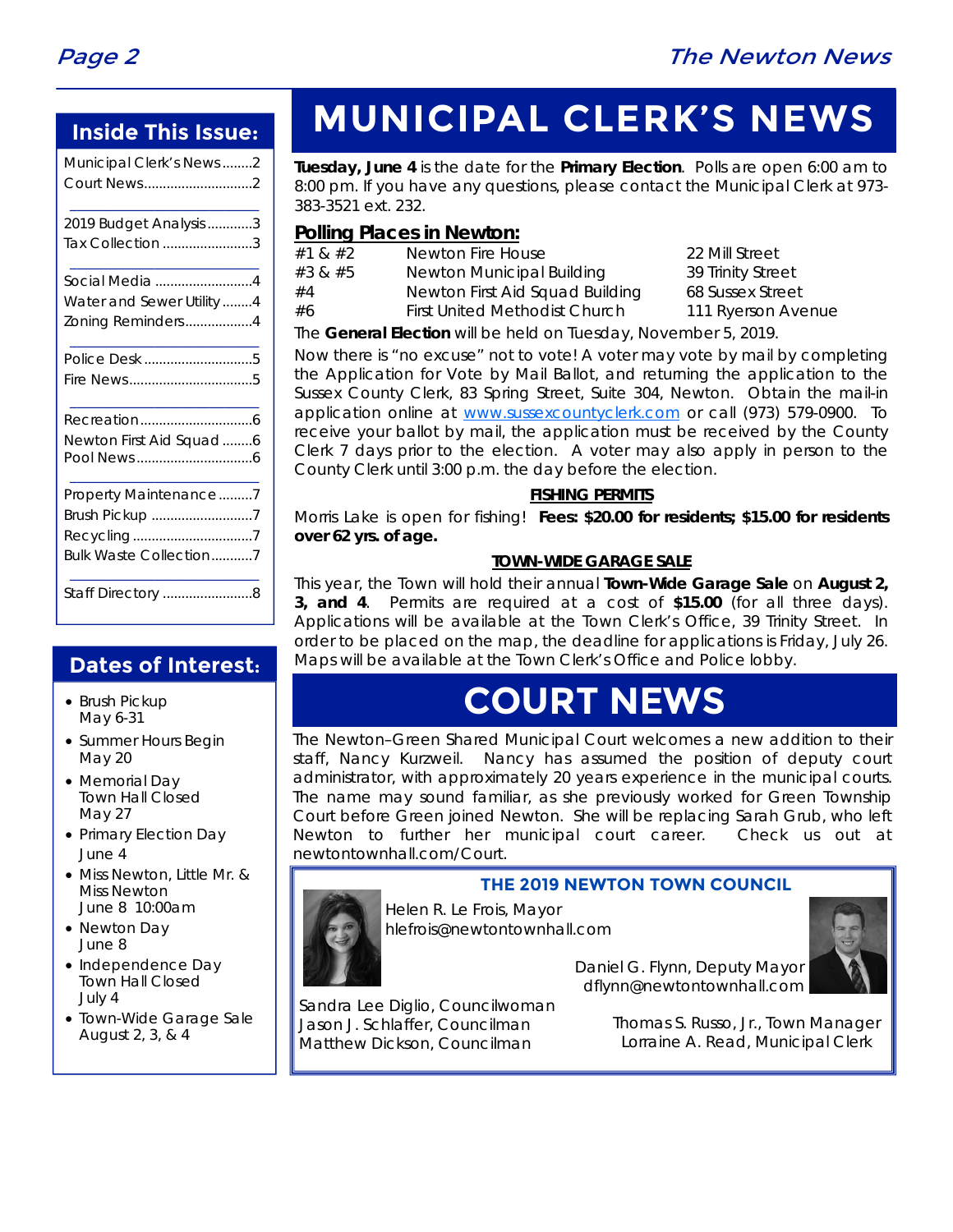## Inside This Issue:

- Municipal Clerk's News........2
- Court News............................2
- 2019 Budget Analysis............3
- Tax Collection ........................3
- Social Media ..........................4
- Water and Sewer Utility........4
- Zoning Reminders..................4
- Police Desk .............................5
- Fire News.................................5
- Recreation..............................6
- Newton First Aid Squad ........6
- Pool News...............................6
- Property Maintenance .........7
- Brush Pick up ...........................7
- Recycling ................................7
- Bulk Waste Collection...........7
- Staff Directory ........................8

## Dates of Interest:

- Brush Pickup May 6-31
- Summer Hours Begin May 20
- Memorial Day Town Hall Closed May 27
- Primary Election Day June 4
- Miss Newton, Little Mr. & Miss Newton June 8 10:00am
- Newton Day June 8
- Independence Day Town Hall Closed July 4
- Town-Wide Garage Sale August 2, 3, & 4

# MUNICIPAL CLERK'S NEWS

**Tuesday, June 4** is the date for the **Primary Election**. Polls are open 6:00 am to 8:00 pm. If you have any questions, please contact the Municipal Clerk at 973-383-3521 ext. 232.

### Polling Places in Newton:

| | | |
|---|---|---|
| #1 & #2 | Newton Fire House | 22 Mill Street |
| #3 & #5 | Newton Municipal Building | 39 Trinity Street |
| #4 | Newton First Aid Squad Building | 68 Sussex Street |
| #6 | First United Methodist Church | 111 Ryerson Avenue |

The **General Election** will be held on Tuesday, November 5, 2019.

Now there is "no excuse" not to vote! A voter may vote by mail by completing the Application for Vote by Mail Ballot, and returning the application to the Sussex County Clerk, 83 Spring Street, Suite 304, Newton. Obtain the mail-in application online at www.sussexcountyclerk.com or call (973) 579-0900. To receive your ballot by mail, the application must be received by the County Clerk 7 days prior to the election. A voter may also apply in person to the County Clerk until 3:00 p.m. the day before the election.

**FISHING PERMITS**

Morris Lake is open for fishing! **Fees: $20.00 for residents; $15.00 for residents over 62 yrs. of age.**

**TOWN-WIDE GARAGE SALE**

This year, the Town will hold their annual **Town-Wide Garage Sale** on **August 2, 3, and 4**. Permits are required at a cost of **$15.00** (for all three days). Applications will be available at the Town Clerk's Office, 39 Trinity Street. In order to be placed on the map, the deadline for applications is Friday, July 26. Maps will be available at the Town Clerk's Office and Police lobby.

# COURT NEWS

The Newton–Green Shared Municipal Court welcomes a new addition to their staff, Nancy Kurzweil. Nancy has assumed the position of deputy court administrator, with approximately 20 years experience in the municipal courts. The name may sound familiar, as she previously worked for Green Township Court before Green joined Newton. She will be replacing Sarah Grub, who left Newton to further her municipal court career. Check us out at newtontownhall.com/Court.

### THE 2019 NEWTON TOWN COUNCIL

Helen R. Le Frois, Mayor
hlefrois@newtontownhall.com

Daniel G. Flynn, Deputy Mayor
dflynn@newtontownhall.com

Sandra Lee Diglio, Councilwoman
Jason J. Schlaffer, Councilman
Matthew Dickson, Councilman

Thomas S. Russo, Jr., Town Manager
Lorraine A. Read, Municipal Clerk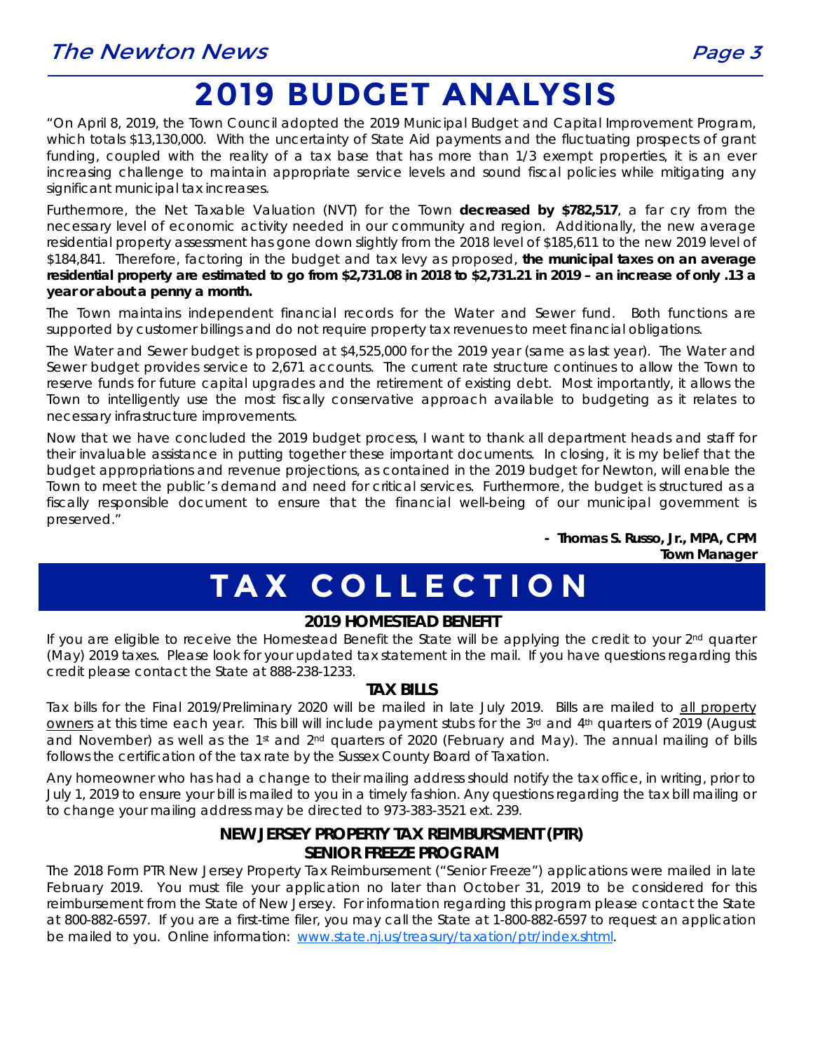# 2019 BUDGET ANALYSIS

"On April 8, 2019, the Town Council adopted the 2019 Municipal Budget and Capital Improvement Program, which totals $13,130,000. With the uncertainty of State Aid payments and the fluctuating prospects of grant funding, coupled with the reality of a tax base that has more than 1/3 exempt properties, it is an ever increasing challenge to maintain appropriate service levels and sound fiscal policies while mitigating any significant municipal tax increases.

Furthermore, the Net Taxable Valuation (NVT) for the Town **decreased by $782,517**, a far cry from the necessary level of economic activity needed in our community and region. Additionally, the new average residential property assessment has gone down slightly from the 2018 level of $185,611 to the new 2019 level of $184,841. Therefore, factoring in the budget and tax levy as proposed, **the municipal taxes on an average residential property are estimated to go from $2,731.08 in 2018 to $2,731.21 in 2019 – an increase of only .13 a year or about a penny a month.**

The Town maintains independent financial records for the Water and Sewer fund. Both functions are supported by customer billings and do not require property tax revenues to meet financial obligations.

The Water and Sewer budget is proposed at $4,525,000 for the 2019 year (same as last year). The Water and Sewer budget provides service to 2,671 accounts. The current rate structure continues to allow the Town to reserve funds for future capital upgrades and the retirement of existing debt. Most importantly, it allows the Town to intelligently use the most fiscally conservative approach available to budgeting as it relates to necessary infrastructure improvements.

Now that we have concluded the 2019 budget process, I want to thank all department heads and staff for their invaluable assistance in putting together these important documents. In closing, it is my belief that the budget appropriations and revenue projections, as contained in the 2019 budget for Newton, will enable the Town to meet the public's demand and need for critical services. Furthermore, the budget is structured as a fiscally responsible document to ensure that the financial well-being of our municipal government is preserved."

**- Thomas S. Russo, Jr., MPA, CPM**
***Town Manager***

# TAX COLLECTION

### 2019 HOMESTEAD BENEFIT

If you are eligible to receive the Homestead Benefit the State will be applying the credit to your 2nd quarter (May) 2019 taxes. Please look for your updated tax statement in the mail. If you have questions regarding this credit please contact the State at 888-238-1233.

### TAX BILLS

Tax bills for the Final 2019/Preliminary 2020 will be mailed in late July 2019. Bills are mailed to <u>all property owners</u> at this time each year. This bill will include payment stubs for the 3rd and 4th quarters of 2019 (August and November) as well as the 1st and 2nd quarters of 2020 (February and May). The annual mailing of bills follows the certification of the tax rate by the Sussex County Board of Taxation.

Any homeowner who has had a change to their mailing address should notify the tax office, in writing, prior to July 1, 2019 to ensure your bill is mailed to you in a timely fashion. Any questions regarding the tax bill mailing or to change your mailing address may be directed to 973-383-3521 ext. 239.

### NEW JERSEY PROPERTY TAX REIMBURSMENT (PTR) SENIOR FREEZE PROGRAM

The 2018 Form PTR New Jersey Property Tax Reimbursement ("Senior Freeze") applications were mailed in late February 2019. You must file your application no later than October 31, 2019 to be considered for this reimbursement from the State of New Jersey. For information regarding this program please contact the State at 800-882-6597. If you are a first-time filer, you may call the State at 1-800-882-6597 to request an application be mailed to you. Online information: [www.state.nj.us/treasury/taxation/ptr/index.shtml](www.state.nj.us/treasury/taxation/ptr/index.shtml).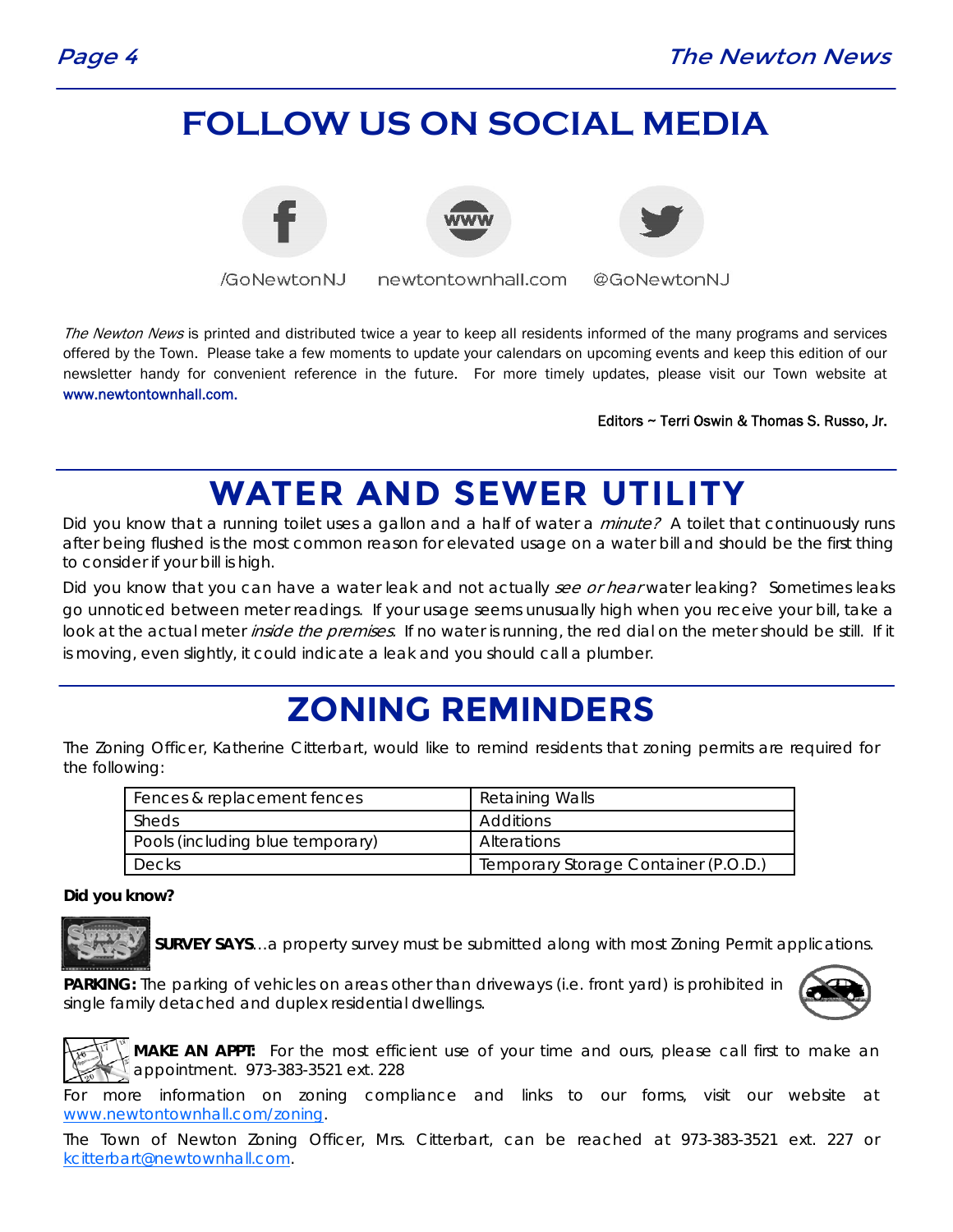# FOLLOW US ON SOCIAL MEDIA

/GoNewtonNJ newtontownhall.com @GoNewtonNJ

*The Newton News* is printed and distributed twice a year to keep all residents informed of the many programs and services offered by the Town. Please take a few moments to update your calendars on upcoming events and keep this edition of our newsletter handy for convenient reference in the future. For more timely updates, please visit our Town website at www.newtontownhall.com.

Editors ~ Terri Oswin & Thomas S. Russo, Jr.

# WATER AND SEWER UTILITY

Did you know that a running toilet uses a gallon and a half of water a *minute?* A toilet that continuously runs after being flushed is the most common reason for elevated usage on a water bill and should be the first thing to consider if your bill is high.

Did you know that you can have a water leak and not actually *see or hear* water leaking? Sometimes leaks go unnoticed between meter readings. If your usage seems unusually high when you receive your bill, take a look at the actual meter *inside the premises*. If no water is running, the red dial on the meter should be still. If it is moving, even slightly, it could indicate a leak and you should call a plumber.

# ZONING REMINDERS

The Zoning Officer, Katherine Citterbart, would like to remind residents that zoning permits are required for the following:

| | |
|---|---|
| Fences & replacement fences | Retaining Walls |
| Sheds | Additions |
| Pools (including blue temporary) | Alterations |
| Decks | Temporary Storage Container (P.O.D.) |

**Did you know?**

**SURVEY SAYS**...a property survey must be submitted along with most Zoning Permit applications.

**PARKING:** The parking of vehicles on areas other than driveways (i.e. front yard) is prohibited in single family detached and duplex residential dwellings.

**MAKE AN APPT:** For the most efficient use of your time and ours, please call first to make an appointment. 973-383-3521 ext. 228

For more information on zoning compliance and links to our forms, visit our website at www.newtontownhall.com/zoning.

The Town of Newton Zoning Officer, Mrs. Citterbart, can be reached at 973-383-3521 ext. 227 or kcitterbart@newtownhall.com.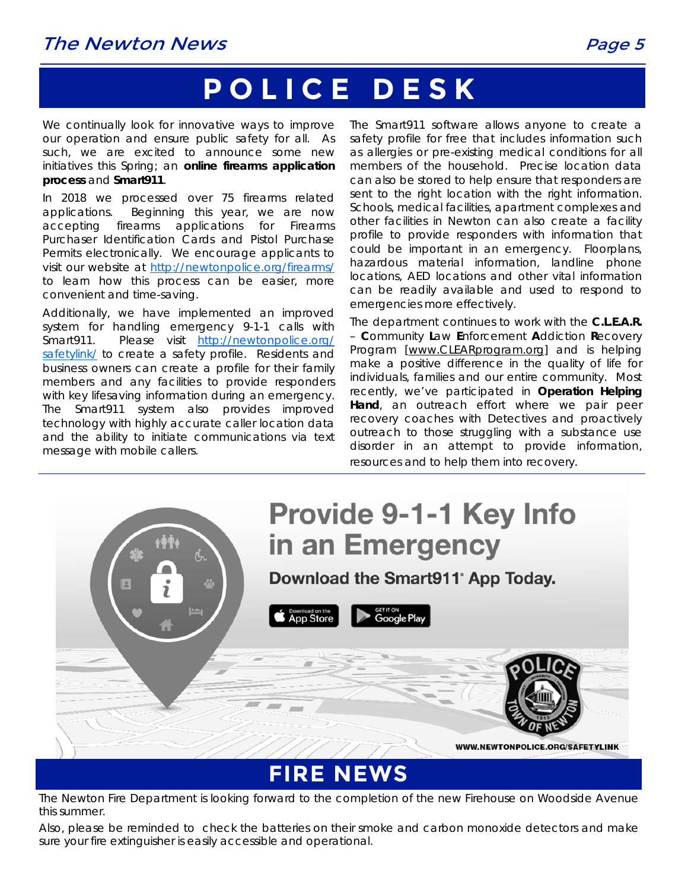# POLICE DESK

We continually look for innovative ways to improve our operation and ensure public safety for all. As such, we are excited to announce some new initiatives this Spring; an **online firearms application process** and **Smart911**.

In 2018 we processed over 75 firearms related applications. Beginning this year, we are now accepting firearms applications for Firearms Purchaser Identification Cards and Pistol Purchase Permits electronically. We encourage applicants to visit our website at http://newtonpolice.org/firearms/ to learn how this process can be easier, more convenient and time-saving.

Additionally, we have implemented an improved system for handling emergency 9-1-1 calls with Smart911. Please visit http://newtonpolice.org/safetylink/ to create a safety profile. Residents and business owners can create a profile for their family members and any facilities to provide responders with key lifesaving information during an emergency. The Smart911 system also provides improved technology with highly accurate caller location data and the ability to initiate communications via text message with mobile callers.

The Smart911 software allows anyone to create a safety profile for free that includes information such as allergies or pre-existing medical conditions for all members of the household. Precise location data can also be stored to help ensure that responders are sent to the right location with the right information. Schools, medical facilities, apartment complexes and other facilities in Newton can also create a facility profile to provide responders with information that could be important in an emergency. Floorplans, hazardous material information, landline phone locations, AED locations and other vital information can be readily available and used to respond to emergencies more effectively.

The department continues to work with the **C.L.E.A.R.** – **C**ommunity **L**aw **E**nforcement **A**ddiction **R**ecovery Program [www.CLEARprogram.org] and is helping make a positive difference in the quality of life for individuals, families and our entire community. Most recently, we've participated in **Operation Helping Hand**, an outreach effort where we pair peer recovery coaches with Detectives and proactively outreach to those struggling with a substance use disorder in an attempt to provide information, resources and to help them into recovery.

**Provide 9-1-1 Key Info in an Emergency**

**Download the Smart911® App Today.**

WWW.NEWTONPOLICE.ORG/SAFETYLINK

# FIRE NEWS

The Newton Fire Department is looking forward to the completion of the new Firehouse on Woodside Avenue this summer.

Also, please be reminded to check the batteries on their smoke and carbon monoxide detectors and make sure your fire extinguisher is easily accessible and operational.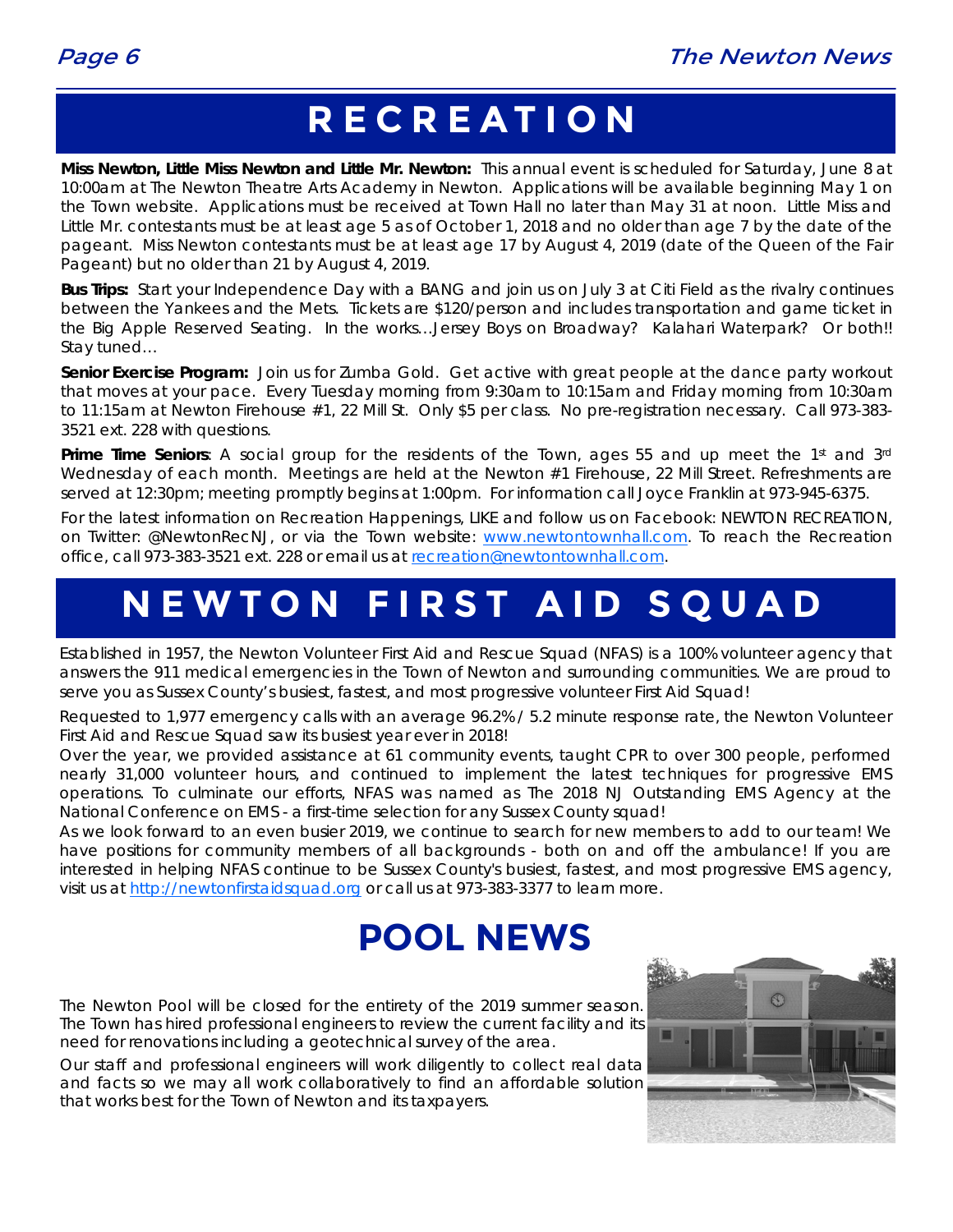# RECREATION

**Miss Newton, Little Miss Newton and Little Mr. Newton:** This annual event is scheduled for Saturday, June 8 at 10:00am at The Newton Theatre Arts Academy in Newton. Applications will be available beginning May 1 on the Town website. Applications must be received at Town Hall no later than May 31 at noon. Little Miss and Little Mr. contestants must be at least age 5 as of October 1, 2018 and no older than age 7 by the date of the pageant. Miss Newton contestants must be at least age 17 by August 4, 2019 (date of the Queen of the Fair Pageant) but no older than 21 by August 4, 2019.

**Bus Trips:** Start your Independence Day with a BANG and join us on July 3 at Citi Field as the rivalry continues between the Yankees and the Mets. Tickets are $120/person and includes transportation and game ticket in the Big Apple Reserved Seating. In the works…Jersey Boys on Broadway? Kalahari Waterpark? Or both!! Stay tuned…

**Senior Exercise Program:** Join us for Zumba Gold. Get active with great people at the dance party workout that moves at your pace. Every Tuesday morning from 9:30am to 10:15am and Friday morning from 10:30am to 11:15am at Newton Firehouse #1, 22 Mill St. Only $5 per class. No pre-registration necessary. Call 973-383-3521 ext. 228 with questions.

**Prime Time Seniors**: A social group for the residents of the Town, ages 55 and up meet the 1st and 3rd Wednesday of each month. Meetings are held at the Newton #1 Firehouse, 22 Mill Street. Refreshments are served at 12:30pm; meeting promptly begins at 1:00pm. For information call Joyce Franklin at 973-945-6375.

For the latest information on Recreation Happenings, LIKE and follow us on Facebook: NEWTON RECREATION, on Twitter: @NewtonRecNJ, or via the Town website: www.newtontownhall.com. To reach the Recreation office, call 973-383-3521 ext. 228 or email us at recreation@newtontownhall.com.

# NEWTON FIRST AID SQUAD

Established in 1957, the Newton Volunteer First Aid and Rescue Squad (NFAS) is a 100% volunteer agency that answers the 911 medical emergencies in the Town of Newton and surrounding communities. We are proud to serve you as Sussex County's busiest, fastest, and most progressive volunteer First Aid Squad!

Requested to 1,977 emergency calls with an average 96.2% / 5.2 minute response rate, the Newton Volunteer First Aid and Rescue Squad saw its busiest year ever in 2018!

Over the year, we provided assistance at 61 community events, taught CPR to over 300 people, performed nearly 31,000 volunteer hours, and continued to implement the latest techniques for progressive EMS operations. To culminate our efforts, NFAS was named as The 2018 NJ Outstanding EMS Agency at the National Conference on EMS - a first-time selection for any Sussex County squad!

As we look forward to an even busier 2019, we continue to search for new members to add to our team! We have positions for community members of all backgrounds - both on and off the ambulance! If you are interested in helping NFAS continue to be Sussex County's busiest, fastest, and most progressive EMS agency, visit us at http://newtonfirstaidsquad.org or call us at 973-383-3377 to learn more.

# POOL NEWS

The Newton Pool will be closed for the entirety of the 2019 summer season. The Town has hired professional engineers to review the current facility and its need for renovations including a geotechnical survey of the area.

Our staff and professional engineers will work diligently to collect real data and facts so we may all work collaboratively to find an affordable solution that works best for the Town of Newton and its taxpayers.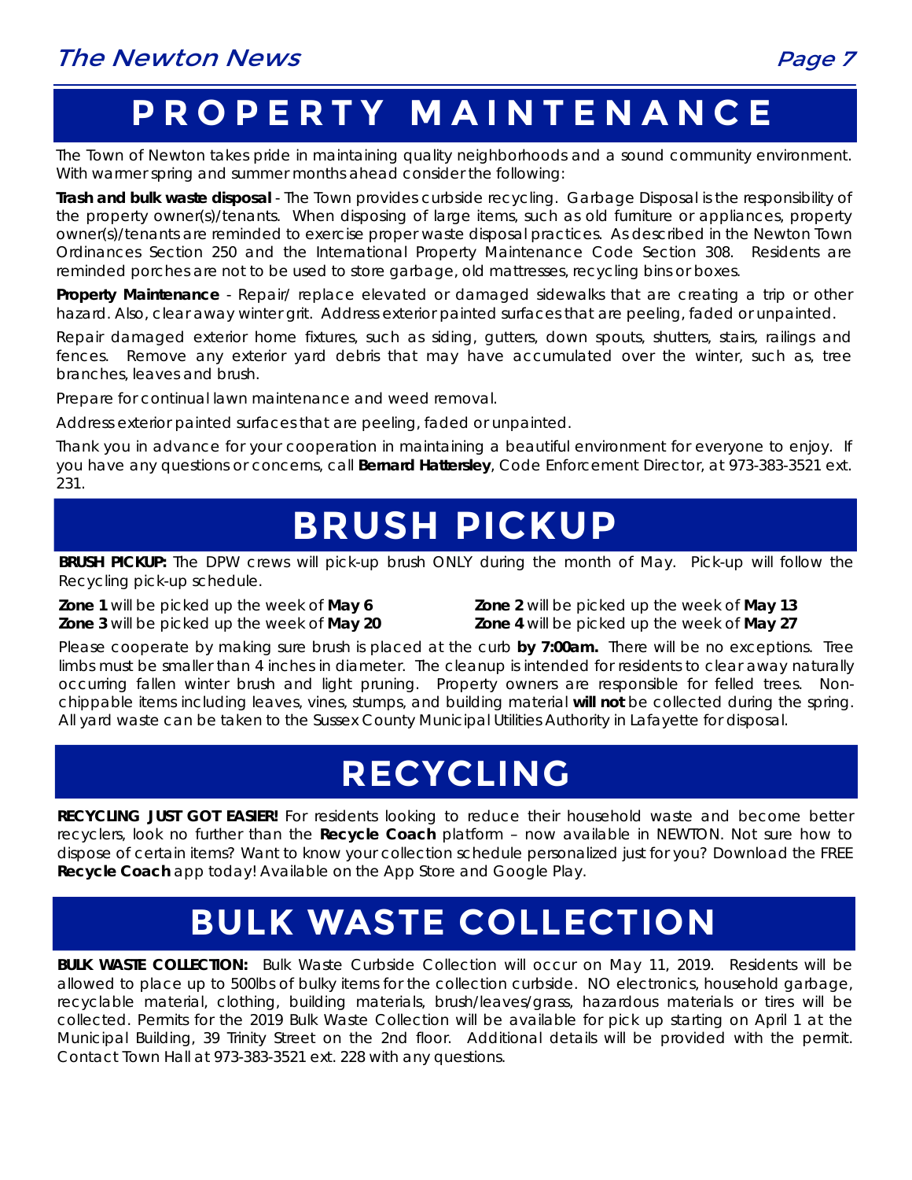# PROPERTY MAINTENANCE

The Town of Newton takes pride in maintaining quality neighborhoods and a sound community environment. With warmer spring and summer months ahead consider the following:

**Trash and bulk waste disposal** - The Town provides curbside recycling. Garbage Disposal is the responsibility of the property owner(s)/tenants. When disposing of large items, such as old furniture or appliances, property owner(s)/tenants are reminded to exercise proper waste disposal practices. As described in the Newton Town Ordinances Section 250 and the International Property Maintenance Code Section 308. Residents are reminded porches are not to be used to store garbage, old mattresses, recycling bins or boxes.

**Property Maintenance** - Repair/ replace elevated or damaged sidewalks that are creating a trip or other hazard. Also, clear away winter grit. Address exterior painted surfaces that are peeling, faded or unpainted.

Repair damaged exterior home fixtures, such as siding, gutters, down spouts, shutters, stairs, railings and fences. Remove any exterior yard debris that may have accumulated over the winter, such as, tree branches, leaves and brush.

Prepare for continual lawn maintenance and weed removal.

Address exterior painted surfaces that are peeling, faded or unpainted.

Thank you in advance for your cooperation in maintaining a beautiful environment for everyone to enjoy. If you have any questions or concerns, call **Bernard Hattersley**, Code Enforcement Director, at 973-383-3521 ext. 231.

# BRUSH PICKUP

**BRUSH PICKUP:** The DPW crews will pick-up brush ONLY during the month of May. Pick-up will follow the Recycling pick-up schedule.

**Zone 1** will be picked up the week of **May 6**
**Zone 2** will be picked up the week of **May 13**
**Zone 3** will be picked up the week of **May 20**
**Zone 4** will be picked up the week of **May 27**

Please cooperate by making sure brush is placed at the curb **by 7:00am.** There will be no exceptions. Tree limbs must be smaller than 4 inches in diameter. The cleanup is intended for residents to clear away naturally occurring fallen winter brush and light pruning. Property owners are responsible for felled trees. Non-chippable items including leaves, vines, stumps, and building material **will not** be collected during the spring. All yard waste can be taken to the Sussex County Municipal Utilities Authority in Lafayette for disposal.

# RECYCLING

**RECYCLING JUST GOT EASIER!** For residents looking to reduce their household waste and become better recyclers, look no further than the **Recycle Coach** platform – now available in NEWTON. Not sure how to dispose of certain items? Want to know your collection schedule personalized just for you? Download the FREE **Recycle Coach** app today! Available on the App Store and Google Play.

# BULK WASTE COLLECTION

**BULK WASTE COLLECTION:** Bulk Waste Curbside Collection will occur on May 11, 2019. Residents will be allowed to place up to 500lbs of bulky items for the collection curbside. NO electronics, household garbage, recyclable material, clothing, building materials, brush/leaves/grass, hazardous materials or tires will be collected. Permits for the 2019 Bulk Waste Collection will be available for pick up starting on April 1 at the Municipal Building, 39 Trinity Street on the 2nd floor. Additional details will be provided with the permit. Contact Town Hall at 973-383-3521 ext. 228 with any questions.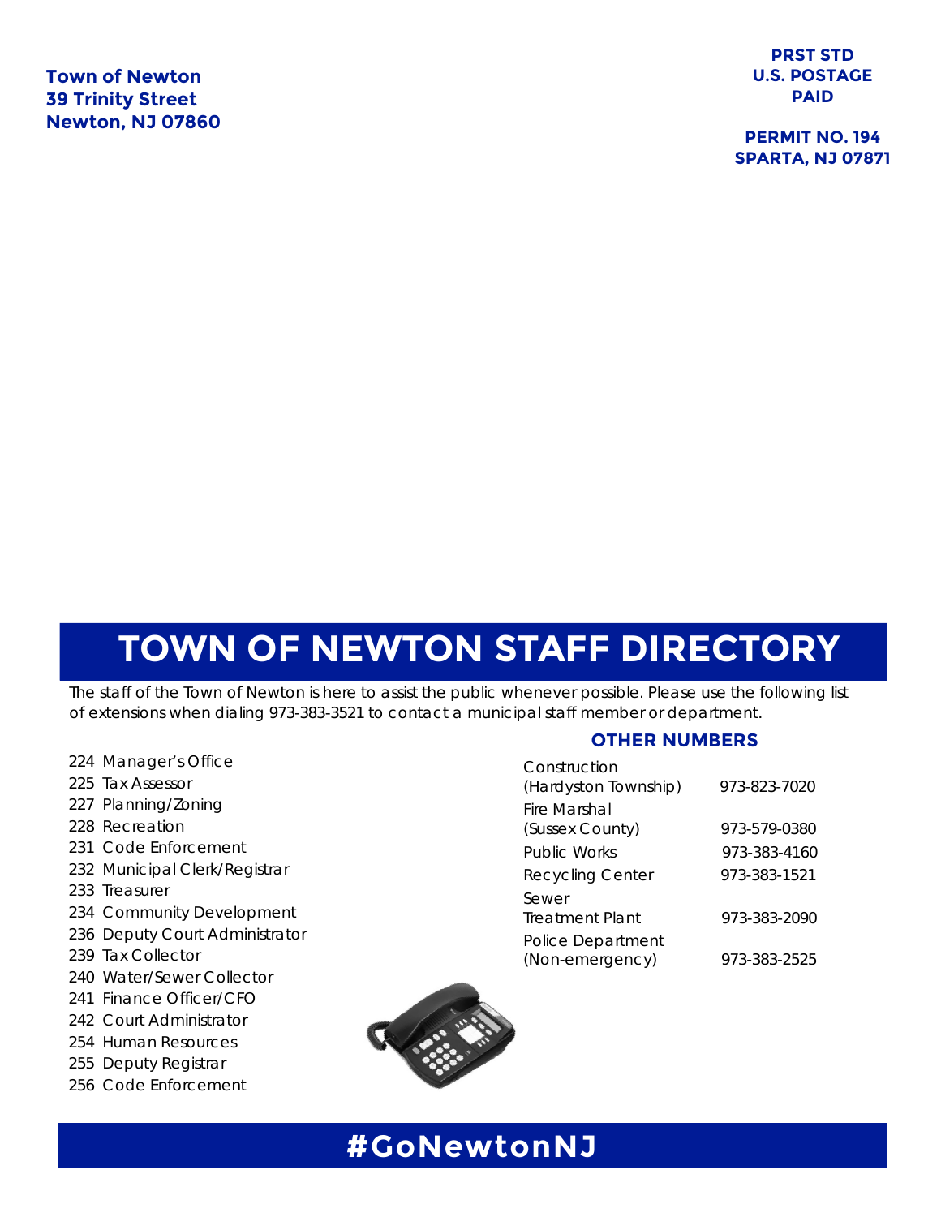Town of Newton
39 Trinity Street
Newton, NJ 07860

PRST STD
U.S. POSTAGE
PAID

PERMIT NO. 194
SPARTA, NJ 07871

# TOWN OF NEWTON STAFF DIRECTORY

The staff of the Town of Newton is here to assist the public whenever possible. Please use the following list of extensions when dialing 973-383-3521 to contact a municipal staff member or department.

224 Manager's Office
225 Tax Assessor
227 Planning/Zoning
228 Recreation
231 Code Enforcement
232 Municipal Clerk/Registrar
233 Treasurer
234 Community Development
236 Deputy Court Administrator
239 Tax Collector
240 Water/Sewer Collector
241 Finance Officer/CFO
242 Court Administrator
254 Human Resources
255 Deputy Registrar
256 Code Enforcement

## OTHER NUMBERS

| | |
|---|---|
| Construction (Hardyston Township) | 973-823-7020 |
| Fire Marshal (Sussex County) | 973-579-0380 |
| Public Works | 973-383-4160 |
| Recycling Center | 973-383-1521 |
| Sewer Treatment Plant | 973-383-2090 |
| Police Department (Non-emergency) | 973-383-2525 |

## #GoNewtonNJ